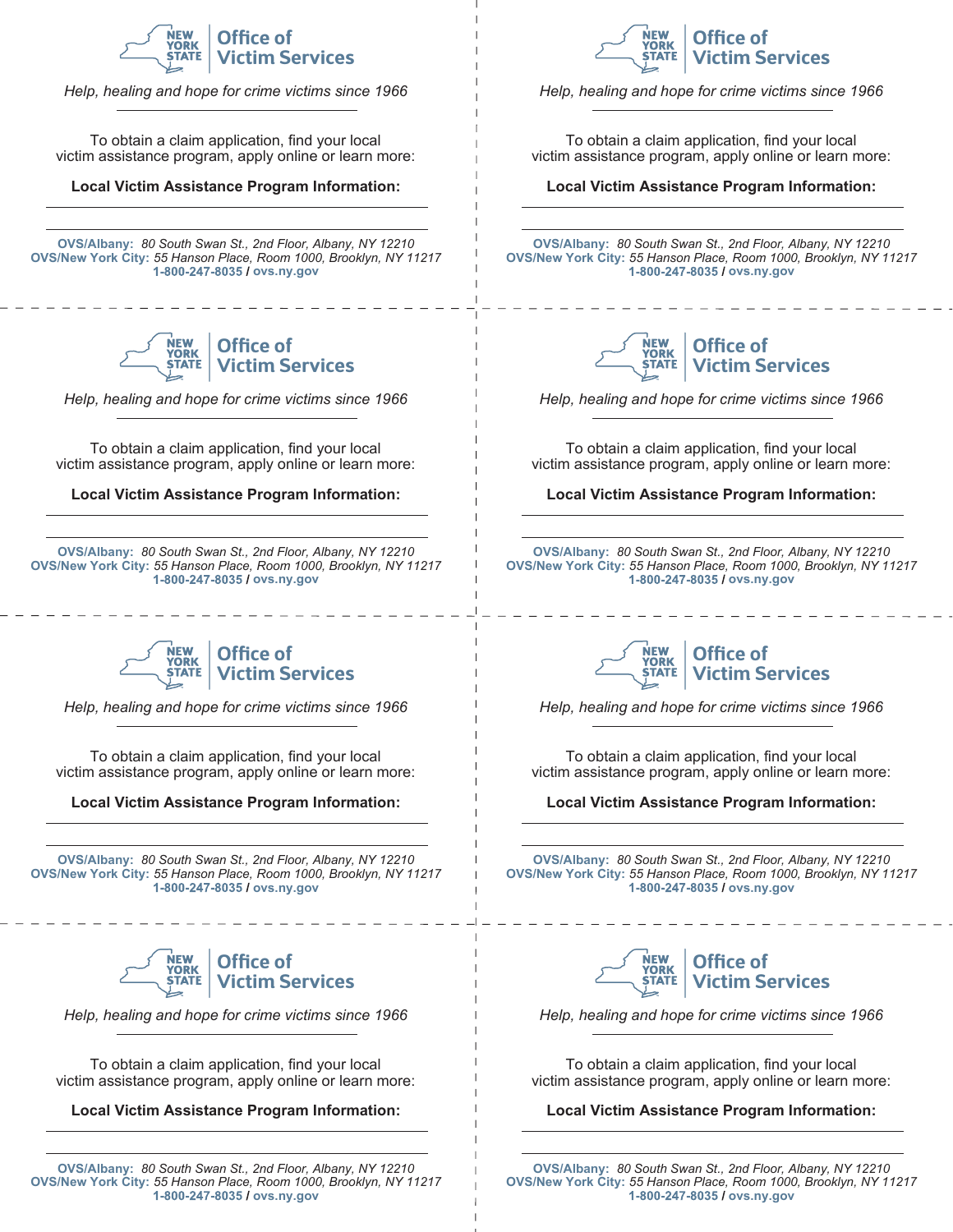**NEW YORK STATE** | **Office of Victim Services**

*Help, healing and hope for crime victims since 1966*

To obtain a claim application, find your local victim assistance program, apply online or learn more:

**Local Victim Assistance Program Information:**

---

---

**OVS/Albany:** *80 South Swan St., 2nd Floor, Albany, NY 12210*
**OVS/New York City:** *55 Hanson Place, Room 1000, Brooklyn, NY 11217*
**1-800-247-8035** / **ovs.ny.gov**

---

**NEW YORK STATE** | **Office of Victim Services**

*Help, healing and hope for crime victims since 1966*

To obtain a claim application, find your local victim assistance program, apply online or learn more:

**Local Victim Assistance Program Information:**

---

---

**OVS/Albany:** *80 South Swan St., 2nd Floor, Albany, NY 12210*
**OVS/New York City:** *55 Hanson Place, Room 1000, Brooklyn, NY 11217*
**1-800-247-8035** / **ovs.ny.gov**

---

**NEW YORK STATE** | **Office of Victim Services**

*Help, healing and hope for crime victims since 1966*

To obtain a claim application, find your local victim assistance program, apply online or learn more:

**Local Victim Assistance Program Information:**

---

---

**OVS/Albany:** *80 South Swan St., 2nd Floor, Albany, NY 12210*
**OVS/New York City:** *55 Hanson Place, Room 1000, Brooklyn, NY 11217*
**1-800-247-8035** / **ovs.ny.gov**

---

**NEW YORK STATE** | **Office of Victim Services**

*Help, healing and hope for crime victims since 1966*

To obtain a claim application, find your local victim assistance program, apply online or learn more:

**Local Victim Assistance Program Information:**

---

---

**OVS/Albany:** *80 South Swan St., 2nd Floor, Albany, NY 12210*
**OVS/New York City:** *55 Hanson Place, Room 1000, Brooklyn, NY 11217*
**1-800-247-8035** / **ovs.ny.gov**

---

**NEW YORK STATE** | **Office of Victim Services**

*Help, healing and hope for crime victims since 1966*

To obtain a claim application, find your local victim assistance program, apply online or learn more:

**Local Victim Assistance Program Information:**

---

---

**OVS/Albany:** *80 South Swan St., 2nd Floor, Albany, NY 12210*
**OVS/New York City:** *55 Hanson Place, Room 1000, Brooklyn, NY 11217*
**1-800-247-8035** / **ovs.ny.gov**

---

**NEW YORK STATE** | **Office of Victim Services**

*Help, healing and hope for crime victims since 1966*

To obtain a claim application, find your local victim assistance program, apply online or learn more:

**Local Victim Assistance Program Information:**

---

---

**OVS/Albany:** *80 South Swan St., 2nd Floor, Albany, NY 12210*
**OVS/New York City:** *55 Hanson Place, Room 1000, Brooklyn, NY 11217*
**1-800-247-8035** / **ovs.ny.gov**

---

**NEW YORK STATE** | **Office of Victim Services**

*Help, healing and hope for crime victims since 1966*

To obtain a claim application, find your local victim assistance program, apply online or learn more:

**Local Victim Assistance Program Information:**

---

---

**OVS/Albany:** *80 South Swan St., 2nd Floor, Albany, NY 12210*
**OVS/New York City:** *55 Hanson Place, Room 1000, Brooklyn, NY 11217*
**1-800-247-8035** / **ovs.ny.gov**

---

**NEW YORK STATE** | **Office of Victim Services**

*Help, healing and hope for crime victims since 1966*

To obtain a claim application, find your local victim assistance program, apply online or learn more:

**Local Victim Assistance Program Information:**

---

---

**OVS/Albany:** *80 South Swan St., 2nd Floor, Albany, NY 12210*
**OVS/New York City:** *55 Hanson Place, Room 1000, Brooklyn, NY 11217*
**1-800-247-8035** / **ovs.ny.gov**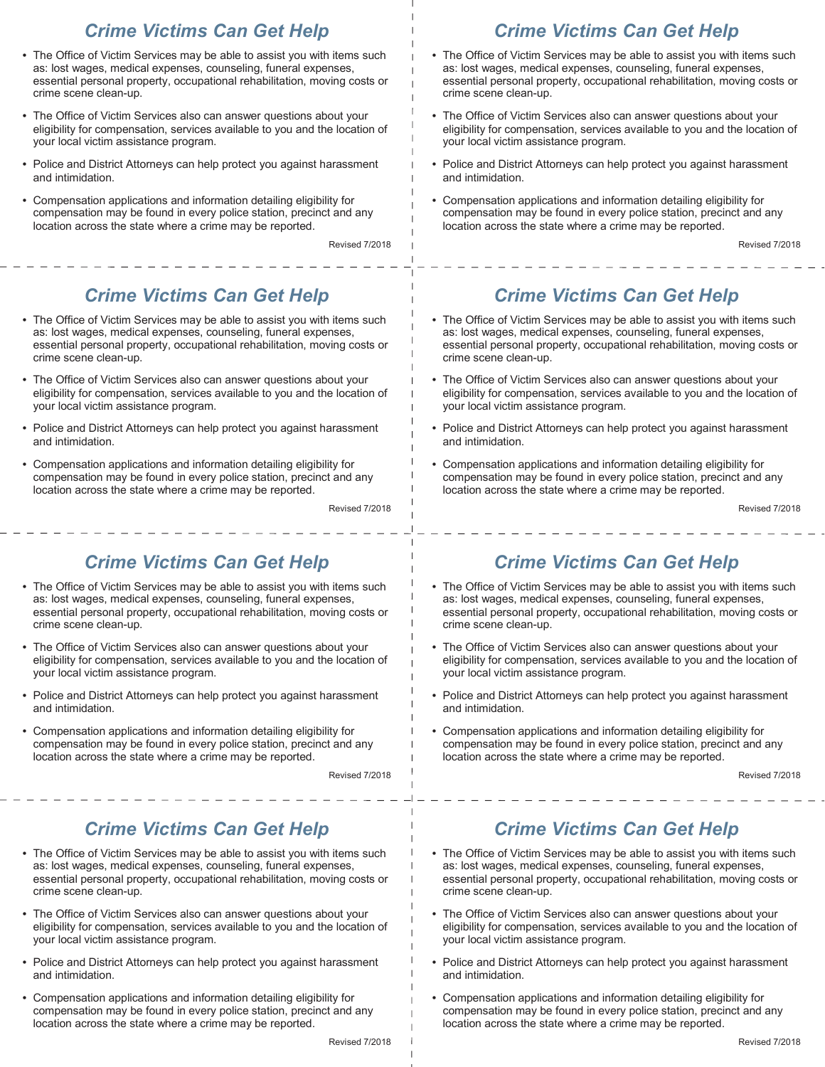## Crime Victims Can Get Help

- The Office of Victim Services may be able to assist you with items such as: lost wages, medical expenses, counseling, funeral expenses, essential personal property, occupational rehabilitation, moving costs or crime scene clean-up.
- The Office of Victim Services also can answer questions about your eligibility for compensation, services available to you and the location of your local victim assistance program.
- Police and District Attorneys can help protect you against harassment and intimidation.
- Compensation applications and information detailing eligibility for compensation may be found in every police station, precinct and any location across the state where a crime may be reported.

Revised 7/2018

## Crime Victims Can Get Help

- The Office of Victim Services may be able to assist you with items such as: lost wages, medical expenses, counseling, funeral expenses, essential personal property, occupational rehabilitation, moving costs or crime scene clean-up.
- The Office of Victim Services also can answer questions about your eligibility for compensation, services available to you and the location of your local victim assistance program.
- Police and District Attorneys can help protect you against harassment and intimidation.
- Compensation applications and information detailing eligibility for compensation may be found in every police station, precinct and any location across the state where a crime may be reported.

Revised 7/2018

## Crime Victims Can Get Help

- The Office of Victim Services may be able to assist you with items such as: lost wages, medical expenses, counseling, funeral expenses, essential personal property, occupational rehabilitation, moving costs or crime scene clean-up.
- The Office of Victim Services also can answer questions about your eligibility for compensation, services available to you and the location of your local victim assistance program.
- Police and District Attorneys can help protect you against harassment and intimidation.
- Compensation applications and information detailing eligibility for compensation may be found in every police station, precinct and any location across the state where a crime may be reported.

Revised 7/2018

## Crime Victims Can Get Help

- The Office of Victim Services may be able to assist you with items such as: lost wages, medical expenses, counseling, funeral expenses, essential personal property, occupational rehabilitation, moving costs or crime scene clean-up.
- The Office of Victim Services also can answer questions about your eligibility for compensation, services available to you and the location of your local victim assistance program.
- Police and District Attorneys can help protect you against harassment and intimidation.
- Compensation applications and information detailing eligibility for compensation may be found in every police station, precinct and any location across the state where a crime may be reported.

Revised 7/2018

## Crime Victims Can Get Help

- The Office of Victim Services may be able to assist you with items such as: lost wages, medical expenses, counseling, funeral expenses, essential personal property, occupational rehabilitation, moving costs or crime scene clean-up.
- The Office of Victim Services also can answer questions about your eligibility for compensation, services available to you and the location of your local victim assistance program.
- Police and District Attorneys can help protect you against harassment and intimidation.
- Compensation applications and information detailing eligibility for compensation may be found in every police station, precinct and any location across the state where a crime may be reported.

Revised 7/2018

## Crime Victims Can Get Help

- The Office of Victim Services may be able to assist you with items such as: lost wages, medical expenses, counseling, funeral expenses, essential personal property, occupational rehabilitation, moving costs or crime scene clean-up.
- The Office of Victim Services also can answer questions about your eligibility for compensation, services available to you and the location of your local victim assistance program.
- Police and District Attorneys can help protect you against harassment and intimidation.
- Compensation applications and information detailing eligibility for compensation may be found in every police station, precinct and any location across the state where a crime may be reported.

Revised 7/2018

## Crime Victims Can Get Help

- The Office of Victim Services may be able to assist you with items such as: lost wages, medical expenses, counseling, funeral expenses, essential personal property, occupational rehabilitation, moving costs or crime scene clean-up.
- The Office of Victim Services also can answer questions about your eligibility for compensation, services available to you and the location of your local victim assistance program.
- Police and District Attorneys can help protect you against harassment and intimidation.
- Compensation applications and information detailing eligibility for compensation may be found in every police station, precinct and any location across the state where a crime may be reported.

Revised 7/2018

## Crime Victims Can Get Help

- The Office of Victim Services may be able to assist you with items such as: lost wages, medical expenses, counseling, funeral expenses, essential personal property, occupational rehabilitation, moving costs or crime scene clean-up.
- The Office of Victim Services also can answer questions about your eligibility for compensation, services available to you and the location of your local victim assistance program.
- Police and District Attorneys can help protect you against harassment and intimidation.
- Compensation applications and information detailing eligibility for compensation may be found in every police station, precinct and any location across the state where a crime may be reported.

Revised 7/2018